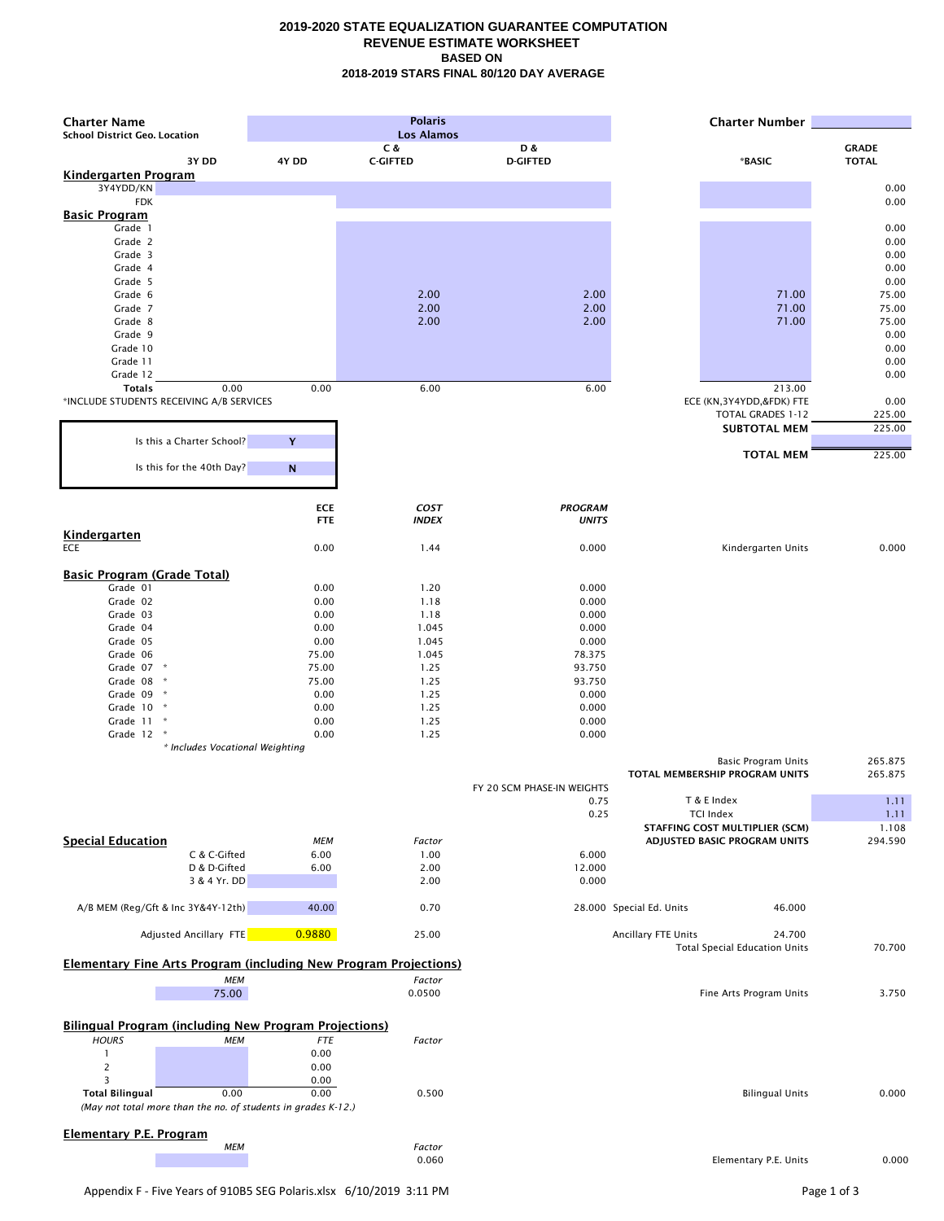# 2019-2020 STATE EQUALIZATION GUARANTEE COMPUTATION
## REVENUE ESTIMATE WORKSHEET
### BASED ON
### 2018-2019 STARS FINAL 80/120 DAY AVERAGE

**Charter Name**: Polaris

**School District Geo. Location**: Los Alamos

**Charter Number**:

| | 3Y DD | 4Y DD | C & C-GIFTED | D & D-GIFTED | *BASIC | GRADE TOTAL |
|---|---|---|---|---|---|---|
| **Kindergarten Program** | | | | | | |
| 3Y4YDD/KN | | | | | | 0.00 |
| FDK | | | | | | 0.00 |
| **Basic Program** | | | | | | |
| Grade 1 | | | | | | 0.00 |
| Grade 2 | | | | | | 0.00 |
| Grade 3 | | | | | | 0.00 |
| Grade 4 | | | | | | 0.00 |
| Grade 5 | | | | | | 0.00 |
| Grade 6 | | | 2.00 | 2.00 | 71.00 | 75.00 |
| Grade 7 | | | 2.00 | 2.00 | 71.00 | 75.00 |
| Grade 8 | | | 2.00 | 2.00 | 71.00 | 75.00 |
| Grade 9 | | | | | | 0.00 |
| Grade 10 | | | | | | 0.00 |
| Grade 11 | | | | | | 0.00 |
| Grade 12 | | | | | | 0.00 |
| **Totals** | 0.00 | 0.00 | 6.00 | 6.00 | 213.00 | |

*INCLUDE STUDENTS RECEIVING A/B SERVICES

| | |
|---|---|
| ECE (KN,3Y4YDD,&FDK) FTE | 0.00 |
| TOTAL GRADES 1-12 | 225.00 |
| **SUBTOTAL MEM** | 225.00 |
| **TOTAL MEM** | 225.00 |

Is this a Charter School? **Y**

Is this for the 40th Day? **N**

| | ECE FTE | *COST INDEX* | *PROGRAM UNITS* |
|---|---|---|---|
| **Kindergarten** | | | |
| ECE | 0.00 | 1.44 | 0.000 |
| **Basic Program (Grade Total)** | | | |
| Grade 01 | 0.00 | 1.20 | 0.000 |
| Grade 02 | 0.00 | 1.18 | 0.000 |
| Grade 03 | 0.00 | 1.18 | 0.000 |
| Grade 04 | 0.00 | 1.045 | 0.000 |
| Grade 05 | 0.00 | 1.045 | 0.000 |
| Grade 06 | 75.00 | 1.045 | 78.375 |
| Grade 07 * | 75.00 | 1.25 | 93.750 |
| Grade 08 * | 75.00 | 1.25 | 93.750 |
| Grade 09 * | 0.00 | 1.25 | 0.000 |
| Grade 10 * | 0.00 | 1.25 | 0.000 |
| Grade 11 * | 0.00 | 1.25 | 0.000 |
| Grade 12 * | 0.00 | 1.25 | 0.000 |

*\* Includes Vocational Weighting*

Kindergarten Units: 0.000

| | |
|---|---|
| Basic Program Units | 265.875 |
| **TOTAL MEMBERSHIP PROGRAM UNITS** | 265.875 |

| FY 20 SCM PHASE-IN WEIGHTS | | |
|---|---|---|
| 0.75 | T & E Index | 1.11 |
| 0.25 | TCI Index | 1.11 |
| | **STAFFING COST MULTIPLIER (SCM)** | 1.108 |
| | **ADJUSTED BASIC PROGRAM UNITS** | 294.590 |

## Special Education

| | *MEM* | *Factor* | | |
|---|---|---|---|---|
| C & C-Gifted | 6.00 | 1.00 | 6.000 | |
| D & D-Gifted | 6.00 | 2.00 | 12.000 | |
| 3 & 4 Yr. DD | | 2.00 | 0.000 | |
| A/B MEM (Reg/Gft & Inc 3Y&4Y-12th) | 40.00 | 0.70 | 28.000 | Special Ed. Units 46.000 |
| Adjusted Ancillary FTE | 0.9880 | 25.00 | | Ancillary FTE Units 24.700 |

Total Special Education Units: 70.700

## Elementary Fine Arts Program (including New Program Projections)

| *MEM* | *Factor* | | |
|---|---|---|---|
| 75.00 | 0.0500 | Fine Arts Program Units | 3.750 |

## Bilingual Program (including New Program Projections)

| *HOURS* | *MEM* | *FTE* | *Factor* |
|---|---|---|---|
| 1 | | 0.00 | |
| 2 | | 0.00 | |
| 3 | | 0.00 | |
| **Total Bilingual** | 0.00 | 0.00 | 0.500 |

*(May not total more than the no. of students in grades K-12.)*

Bilingual Units: 0.000

## Elementary P.E. Program

| *MEM* | *Factor* | | |
|---|---|---|---|
| | 0.060 | Elementary P.E. Units | 0.000 |

Appendix F - Five Years of 910B5 SEG Polaris.xlsx 6/10/2019 3:11 PM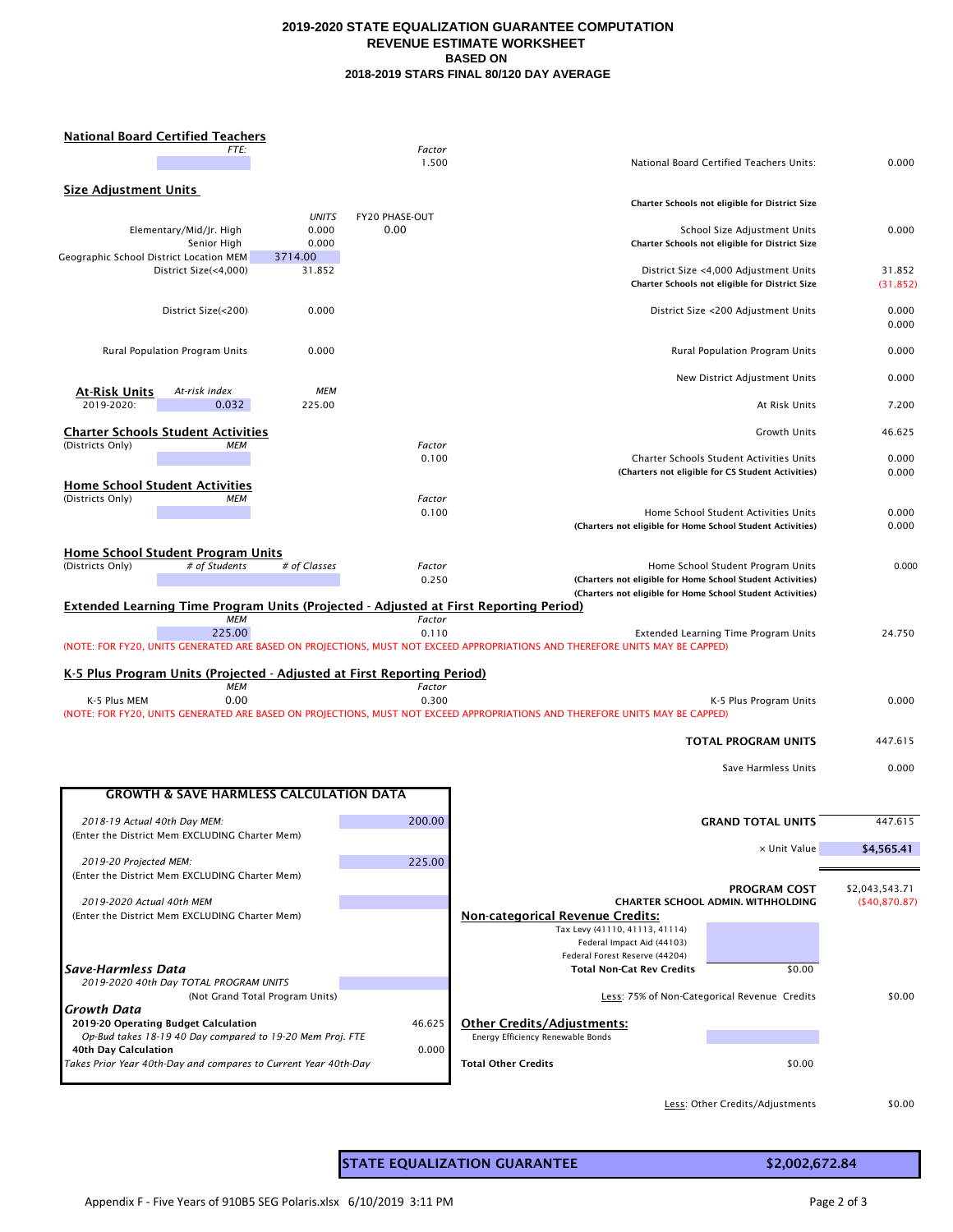**2019-2020 STATE EQUALIZATION GUARANTEE COMPUTATION**
**REVENUE ESTIMATE WORKSHEET**
**BASED ON**
**2018-2019 STARS FINAL 80/120 DAY AVERAGE**

## National Board Certified Teachers

| FTE: | Factor | | |
|---|---|---|---|
| | 1.500 | National Board Certified Teachers Units: | 0.000 |

## Size Adjustment Units

**Charter Schools not eligible for District Size**

| | UNITS | FY20 PHASE-OUT | | |
|---|---|---|---|---|
| Elementary/Mid/Jr. High | 0.000 | 0.00 | School Size Adjustment Units | 0.000 |
| Senior High | 0.000 | | **Charter Schools not eligible for District Size** | |
| Geographic School District Location MEM | 3714.00 | | | |
| District Size(<4,000) | 31.852 | | District Size <4,000 Adjustment Units | 31.852 |
| | | | **Charter Schools not eligible for District Size** | (31.852) |
| District Size(<200) | 0.000 | | District Size <200 Adjustment Units | 0.000 |
| | | | | 0.000 |
| Rural Population Program Units | 0.000 | | Rural Population Program Units | 0.000 |
| | | | New District Adjustment Units | 0.000 |

## At-Risk Units

| | At-risk index | MEM | | |
|---|---|---|---|---|
| 2019-2020: | 0.032 | 225.00 | At Risk Units | 7.200 |
| | | | Growth Units | 46.625 |

## Charter Schools Student Activities

| (Districts Only) | MEM | Factor | | |
|---|---|---|---|---|
| | | 0.100 | Charter Schools Student Activities Units | 0.000 |
| | | | **(Charters not eligible for CS Student Activities)** | 0.000 |

## Home School Student Activities

| (Districts Only) | MEM | Factor | | |
|---|---|---|---|---|
| | | 0.100 | Home School Student Activities Units | 0.000 |
| | | | **(Charters not eligible for Home School Student Activities)** | 0.000 |

## Home School Student Program Units

| (Districts Only) | # of Students | # of Classes | Factor | | |
|---|---|---|---|---|---|
| | | | 0.250 | Home School Student Program Units | 0.000 |
| | | | | **(Charters not eligible for Home School Student Activities)** | |
| | | | | **(Charters not eligible for Home School Student Activities)** | |

## Extended Learning Time Program Units (Projected - Adjusted at First Reporting Period)

| MEM | Factor | | |
|---|---|---|---|
| 225.00 | 0.110 | Extended Learning Time Program Units | 24.750 |

(NOTE: FOR FY20, UNITS GENERATED ARE BASED ON PROJECTIONS, MUST NOT EXCEED APPROPRIATIONS AND THEREFORE UNITS MAY BE CAPPED)

## K-5 Plus Program Units (Projected - Adjusted at First Reporting Period)

| | MEM | Factor | | |
|---|---|---|---|---|
| K-5 Plus MEM | 0.00 | 0.300 | K-5 Plus Program Units | 0.000 |

(NOTE: FOR FY20, UNITS GENERATED ARE BASED ON PROJECTIONS, MUST NOT EXCEED APPROPRIATIONS AND THEREFORE UNITS MAY BE CAPPED)

| | |
|---|---|
| **TOTAL PROGRAM UNITS** | 447.615 |
| Save Harmless Units | 0.000 |
| **GRAND TOTAL UNITS** | 447.615 |
| × Unit Value | **$4,565.41** |
| **PROGRAM COST** | $2,043,543.71 |
| **CHARTER SCHOOL ADMIN. WITHHOLDING** | ($40,870.87) |

### GROWTH & SAVE HARMLESS CALCULATION DATA

| | |
|---|---|
| *2018-19 Actual 40th Day MEM:* (Enter the District Mem EXCLUDING Charter Mem) | 200.00 |
| *2019-20 Projected MEM:* (Enter the District Mem EXCLUDING Charter Mem) | 225.00 |
| *2019-2020 Actual 40th MEM* (Enter the District Mem EXCLUDING Charter Mem) | |

***Save-Harmless Data***

| | |
|---|---|
| *2019-2020 40th Day TOTAL PROGRAM UNITS* (Not Grand Total Program Units) | |

***Growth Data***

| | |
|---|---|
| **2019-20 Operating Budget Calculation** *Op-Bud takes 18-19 40 Day compared to 19-20 Mem Proj. FTE* | 46.625 |
| **40th Day Calculation** *Takes Prior Year 40th-Day and compares to Current Year 40th-Day* | 0.000 |

### Non-categorical Revenue Credits:

| | | |
|---|---|---|
| Tax Levy (41110, 41113, 41114) | | |
| Federal Impact Aid (44103) | | |
| Federal Forest Reserve (44204) | | |
| **Total Non-Cat Rev Credits** | $0.00 | |
| Less: 75% of Non-Categorical Revenue Credits | | $0.00 |

### Other Credits/Adjustments:

| | | |
|---|---|---|
| Energy Efficiency Renewable Bonds | | |
| **Total Other Credits** | $0.00 | |
| Less: Other Credits/Adjustments | | $0.00 |

| | |
|---|---|
| **STATE EQUALIZATION GUARANTEE** | **$2,002,672.84** |

Appendix F - Five Years of 910B5 SEG Polaris.xlsx 6/10/2019 3:11 PM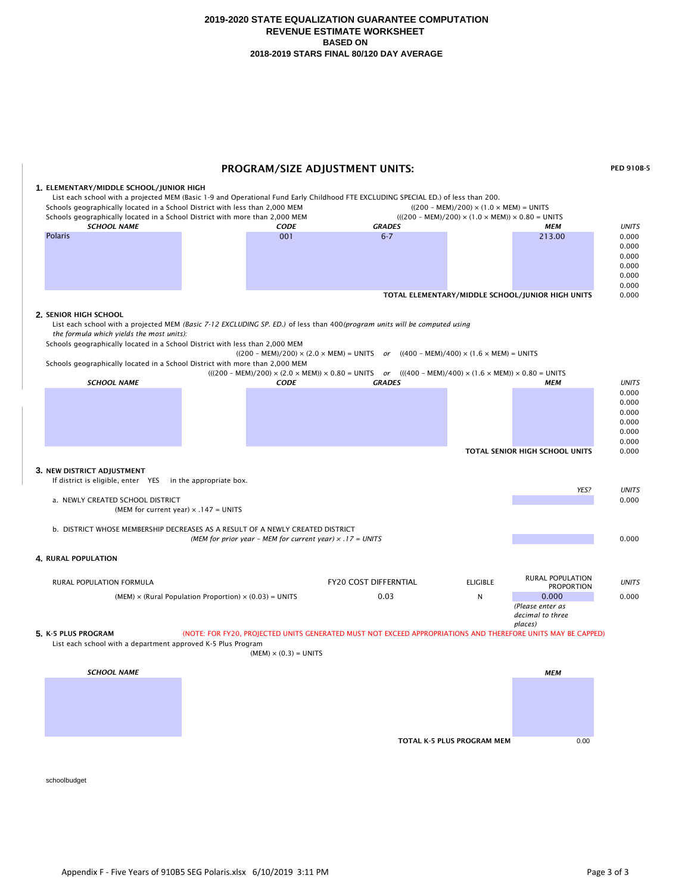# 2019-2020 STATE EQUALIZATION GUARANTEE COMPUTATION
## REVENUE ESTIMATE WORKSHEET
### BASED ON
### 2018-2019 STARS FINAL 80/120 DAY AVERAGE

## PROGRAM/SIZE ADJUSTMENT UNITS:

PED 910B-5

**1. ELEMENTARY/MIDDLE SCHOOL/JUNIOR HIGH**

List each school with a projected MEM (Basic 1-9 and Operational Fund Early Childhood FTE EXCLUDING SPECIAL ED.) of less than 200.

Schools geographically located in a School District with less than 2,000 MEM — $((200 - MEM)/200) \times (1.0 \times MEM) = UNITS$

Schools geographically located in a School District with more than 2,000 MEM — $(((200 - MEM)/200) \times (1.0 \times MEM)) \times 0.80 = UNITS$

| *SCHOOL NAME* | *CODE* | *GRADES* | *MEM* | *UNITS* |
|---|---|---|---|---|
| Polaris | 001 | 6-7 | 213.00 | 0.000 |
| | | | | 0.000 |
| | | | | 0.000 |
| | | | | 0.000 |
| | | | | 0.000 |
| | | | | 0.000 |
| | | | **TOTAL ELEMENTARY/MIDDLE SCHOOL/JUNIOR HIGH UNITS** | 0.000 |

**2. SENIOR HIGH SCHOOL**

List each school with a projected MEM *(Basic 7-12 EXCLUDING SP. ED.)* of less than 400 *(program units will be computed using the formula which yields the most units):*

Schools geographically located in a School District with less than 2,000 MEM

$((200 - MEM)/200) \times (2.0 \times MEM) = UNITS$ *or* $((400 - MEM)/400) \times (1.6 \times MEM) = UNITS$

Schools geographically located in a School District with more than 2,000 MEM

$(((200 - MEM)/200) \times (2.0 \times MEM)) \times 0.80 = UNITS$ *or* $(((400 - MEM)/400) \times (1.6 \times MEM)) \times 0.80 = UNITS$

| *SCHOOL NAME* | *CODE* | *GRADES* | *MEM* | *UNITS* |
|---|---|---|---|---|
| | | | | 0.000 |
| | | | | 0.000 |
| | | | | 0.000 |
| | | | | 0.000 |
| | | | | 0.000 |
| | | | | 0.000 |
| | | | **TOTAL SENIOR HIGH SCHOOL UNITS** | 0.000 |

**3. NEW DISTRICT ADJUSTMENT**

If district is eligible, enter YES in the appropriate box.

| | *YES?* | *UNITS* |
|---|---|---|
| a. NEWLY CREATED SCHOOL DISTRICT<br>$(MEM \text{ for current year}) \times .147 = UNITS$ | | 0.000 |
| b. DISTRICT WHOSE MEMBERSHIP DECREASES AS A RESULT OF A NEWLY CREATED DISTRICT<br>*(MEM for prior year - MEM for current year) × .17 = UNITS* | | 0.000 |

**4. RURAL POPULATION**

| RURAL POPULATION FORMULA | FY20 COST DIFFERNTIAL | ELIGIBLE | RURAL POPULATION PROPORTION | *UNITS* |
|---|---|---|---|---|
| $(MEM) \times (\text{Rural Population Proportion}) \times (0.03) = UNITS$ | 0.03 | N | 0.000<br>*(Please enter as decimal to three places)* | 0.000 |

**5. K-5 PLUS PROGRAM** (NOTE: FOR FY20, PROJECTED UNITS GENERATED MUST NOT EXCEED APPROPRIATIONS AND THEREFORE UNITS MAY BE CAPPED)

List each school with a department approved K-5 Plus Program

$(MEM) \times (0.3) = UNITS$

| *SCHOOL NAME* | *MEM* |
|---|---|
| | |
| **TOTAL K-5 PLUS PROGRAM MEM** | 0.00 |

schoolbudget

Appendix F - Five Years of 910B5 SEG Polaris.xlsx 6/10/2019 3:11 PM